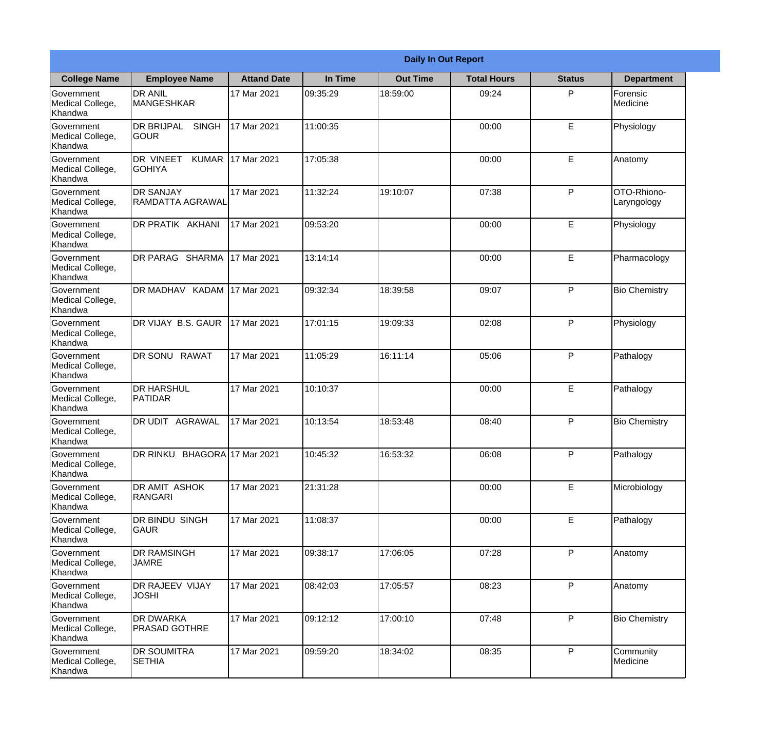**Daily In Out Report**

| College Name | Employee Name | Attand Date | In Time | Out Time | Total Hours | Status | Department |
|---|---|---|---|---|---|---|---|
| Government Medical College, Khandwa | DR ANIL MANGESHKAR | 17 Mar 2021 | 09:35:29 | 18:59:00 | 09:24 | P | Forensic Medicine |
| Government Medical College, Khandwa | DR BRIJPAL SINGH GOUR | 17 Mar 2021 | 11:00:35 | | 00:00 | E | Physiology |
| Government Medical College, Khandwa | DR VINEET KUMAR GOHIYA | 17 Mar 2021 | 17:05:38 | | 00:00 | E | Anatomy |
| Government Medical College, Khandwa | DR SANJAY RAMDATTA AGRAWAL | 17 Mar 2021 | 11:32:24 | 19:10:07 | 07:38 | P | OTO-Rhiono-Laryngology |
| Government Medical College, Khandwa | DR PRATIK AKHANI | 17 Mar 2021 | 09:53:20 | | 00:00 | E | Physiology |
| Government Medical College, Khandwa | DR PARAG SHARMA | 17 Mar 2021 | 13:14:14 | | 00:00 | E | Pharmacology |
| Government Medical College, Khandwa | DR MADHAV KADAM | 17 Mar 2021 | 09:32:34 | 18:39:58 | 09:07 | P | Bio Chemistry |
| Government Medical College, Khandwa | DR VIJAY B.S. GAUR | 17 Mar 2021 | 17:01:15 | 19:09:33 | 02:08 | P | Physiology |
| Government Medical College, Khandwa | DR SONU RAWAT | 17 Mar 2021 | 11:05:29 | 16:11:14 | 05:06 | P | Pathalogy |
| Government Medical College, Khandwa | DR HARSHUL PATIDAR | 17 Mar 2021 | 10:10:37 | | 00:00 | E | Pathalogy |
| Government Medical College, Khandwa | DR UDIT AGRAWAL | 17 Mar 2021 | 10:13:54 | 18:53:48 | 08:40 | P | Bio Chemistry |
| Government Medical College, Khandwa | DR RINKU BHAGORA | 17 Mar 2021 | 10:45:32 | 16:53:32 | 06:08 | P | Pathalogy |
| Government Medical College, Khandwa | DR AMIT ASHOK RANGARI | 17 Mar 2021 | 21:31:28 | | 00:00 | E | Microbiology |
| Government Medical College, Khandwa | DR BINDU SINGH GAUR | 17 Mar 2021 | 11:08:37 | | 00:00 | E | Pathalogy |
| Government Medical College, Khandwa | DR RAMSINGH JAMRE | 17 Mar 2021 | 09:38:17 | 17:06:05 | 07:28 | P | Anatomy |
| Government Medical College, Khandwa | DR RAJEEV VIJAY JOSHI | 17 Mar 2021 | 08:42:03 | 17:05:57 | 08:23 | P | Anatomy |
| Government Medical College, Khandwa | DR DWARKA PRASAD GOTHRE | 17 Mar 2021 | 09:12:12 | 17:00:10 | 07:48 | P | Bio Chemistry |
| Government Medical College, Khandwa | DR SOUMITRA SETHIA | 17 Mar 2021 | 09:59:20 | 18:34:02 | 08:35 | P | Community Medicine |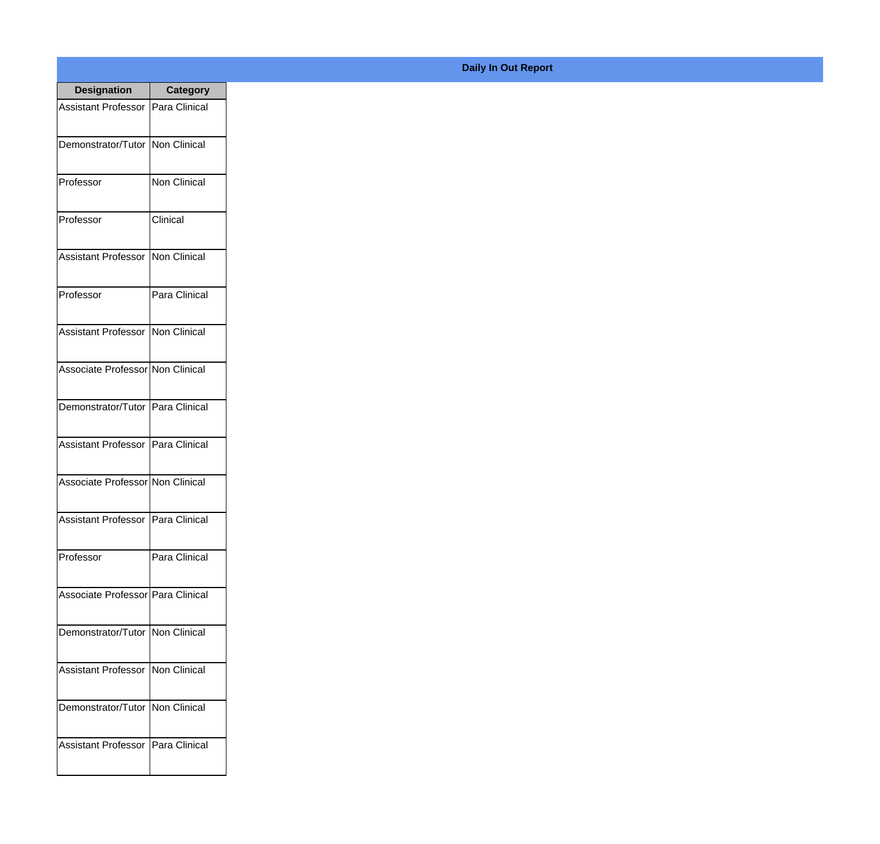**Daily In Out Report**

| Designation | Category |
| --- | --- |
| Assistant Professor | Para Clinical |
| Demonstrator/Tutor | Non Clinical |
| Professor | Non Clinical |
| Professor | Clinical |
| Assistant Professor | Non Clinical |
| Professor | Para Clinical |
| Assistant Professor | Non Clinical |
| Associate Professor | Non Clinical |
| Demonstrator/Tutor | Para Clinical |
| Assistant Professor | Para Clinical |
| Associate Professor | Non Clinical |
| Assistant Professor | Para Clinical |
| Professor | Para Clinical |
| Associate Professor | Para Clinical |
| Demonstrator/Tutor | Non Clinical |
| Assistant Professor | Non Clinical |
| Demonstrator/Tutor | Non Clinical |
| Assistant Professor | Para Clinical |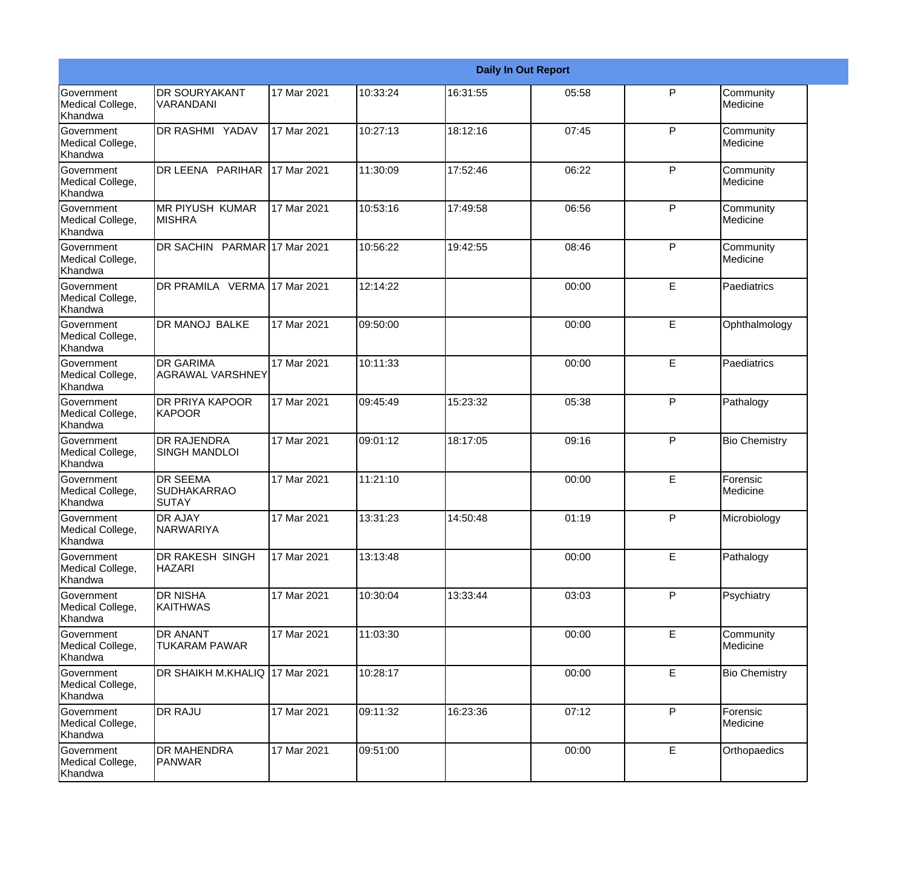| Daily In Out Report | | | | | | | |
|---|---|---|---|---|---|---|---|
| Government Medical College, Khandwa | DR SOURYAKANT VARANDANI | 17 Mar 2021 | 10:33:24 | 16:31:55 | 05:58 | P | Community Medicine |
| Government Medical College, Khandwa | DR RASHMI YADAV | 17 Mar 2021 | 10:27:13 | 18:12:16 | 07:45 | P | Community Medicine |
| Government Medical College, Khandwa | DR LEENA PARIHAR | 17 Mar 2021 | 11:30:09 | 17:52:46 | 06:22 | P | Community Medicine |
| Government Medical College, Khandwa | MR PIYUSH KUMAR MISHRA | 17 Mar 2021 | 10:53:16 | 17:49:58 | 06:56 | P | Community Medicine |
| Government Medical College, Khandwa | DR SACHIN PARMAR | 17 Mar 2021 | 10:56:22 | 19:42:55 | 08:46 | P | Community Medicine |
| Government Medical College, Khandwa | DR PRAMILA VERMA | 17 Mar 2021 | 12:14:22 | | 00:00 | E | Paediatrics |
| Government Medical College, Khandwa | DR MANOJ BALKE | 17 Mar 2021 | 09:50:00 | | 00:00 | E | Ophthalmology |
| Government Medical College, Khandwa | DR GARIMA AGRAWAL VARSHNEY | 17 Mar 2021 | 10:11:33 | | 00:00 | E | Paediatrics |
| Government Medical College, Khandwa | DR PRIYA KAPOOR KAPOOR | 17 Mar 2021 | 09:45:49 | 15:23:32 | 05:38 | P | Pathalogy |
| Government Medical College, Khandwa | DR RAJENDRA SINGH MANDLOI | 17 Mar 2021 | 09:01:12 | 18:17:05 | 09:16 | P | Bio Chemistry |
| Government Medical College, Khandwa | DR SEEMA SUDHAKARRAO SUTAY | 17 Mar 2021 | 11:21:10 | | 00:00 | E | Forensic Medicine |
| Government Medical College, Khandwa | DR AJAY NARWARIYA | 17 Mar 2021 | 13:31:23 | 14:50:48 | 01:19 | P | Microbiology |
| Government Medical College, Khandwa | DR RAKESH SINGH HAZARI | 17 Mar 2021 | 13:13:48 | | 00:00 | E | Pathalogy |
| Government Medical College, Khandwa | DR NISHA KAITHWAS | 17 Mar 2021 | 10:30:04 | 13:33:44 | 03:03 | P | Psychiatry |
| Government Medical College, Khandwa | DR ANANT TUKARAM PAWAR | 17 Mar 2021 | 11:03:30 | | 00:00 | E | Community Medicine |
| Government Medical College, Khandwa | DR SHAIKH M.KHALIQ | 17 Mar 2021 | 10:28:17 | | 00:00 | E | Bio Chemistry |
| Government Medical College, Khandwa | DR RAJU | 17 Mar 2021 | 09:11:32 | 16:23:36 | 07:12 | P | Forensic Medicine |
| Government Medical College, Khandwa | DR MAHENDRA PANWAR | 17 Mar 2021 | 09:51:00 | | 00:00 | E | Orthopaedics |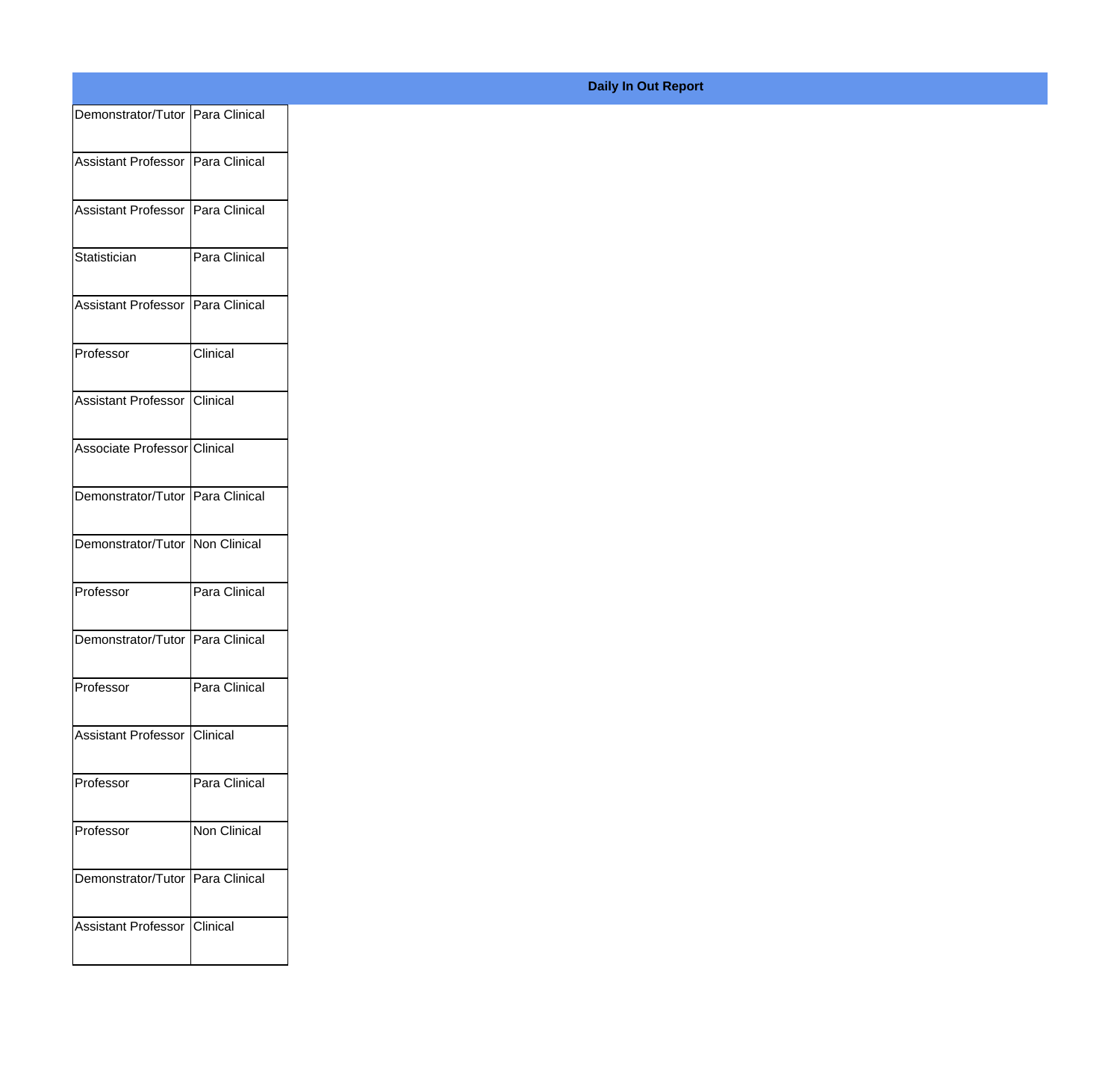**Daily In Out Report**

| | |
|---|---|
| Demonstrator/Tutor | Para Clinical |
| Assistant Professor | Para Clinical |
| Assistant Professor | Para Clinical |
| Statistician | Para Clinical |
| Assistant Professor | Para Clinical |
| Professor | Clinical |
| Assistant Professor | Clinical |
| Associate Professor | Clinical |
| Demonstrator/Tutor | Para Clinical |
| Demonstrator/Tutor | Non Clinical |
| Professor | Para Clinical |
| Demonstrator/Tutor | Para Clinical |
| Professor | Para Clinical |
| Assistant Professor | Clinical |
| Professor | Para Clinical |
| Professor | Non Clinical |
| Demonstrator/Tutor | Para Clinical |
| Assistant Professor | Clinical |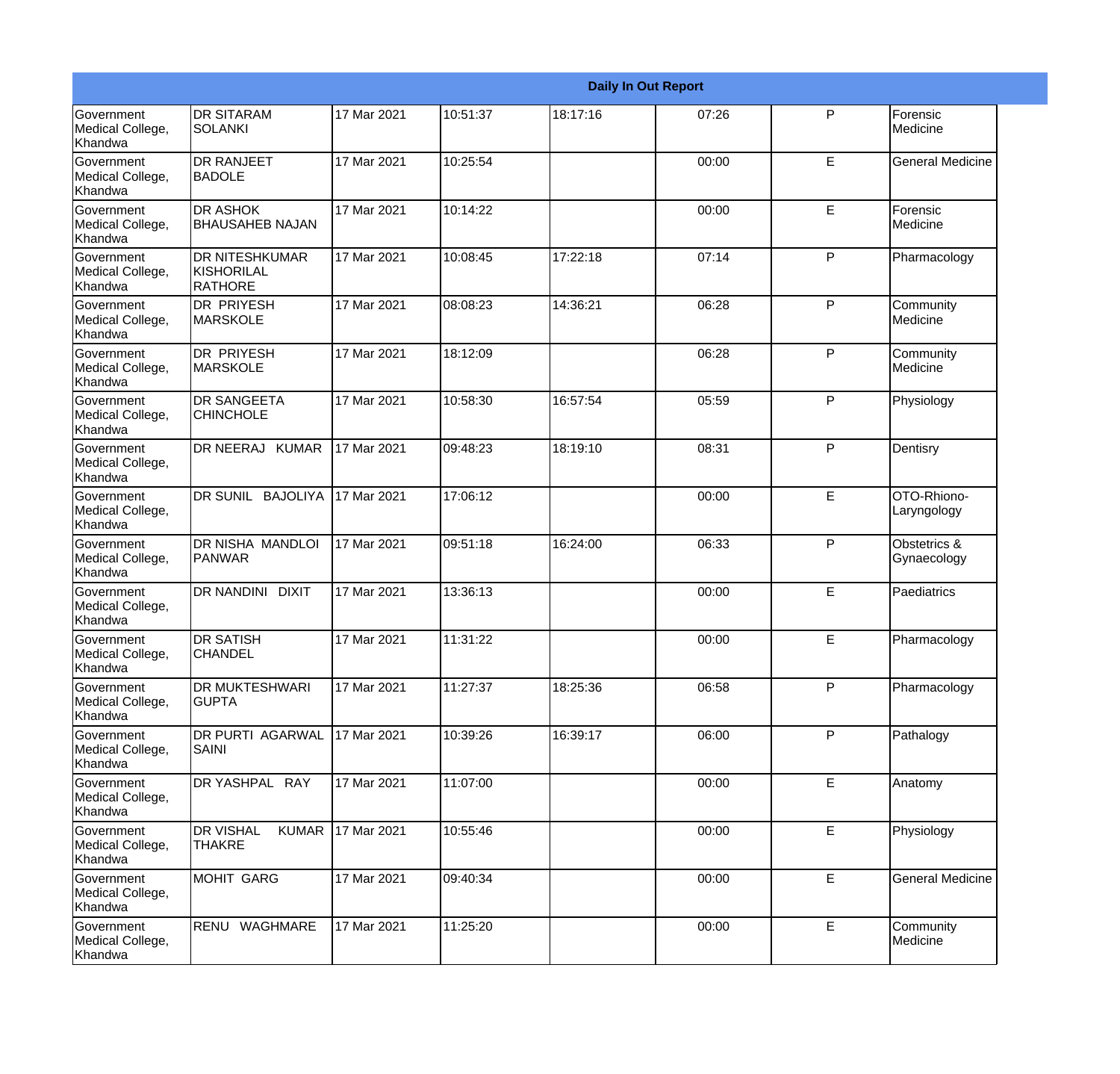| Daily In Out Report | | | | | | | |
|---|---|---|---|---|---|---|---|
| Government Medical College, Khandwa | DR SITARAM SOLANKI | 17 Mar 2021 | 10:51:37 | 18:17:16 | 07:26 | P | Forensic Medicine |
| Government Medical College, Khandwa | DR RANJEET BADOLE | 17 Mar 2021 | 10:25:54 | | 00:00 | E | General Medicine |
| Government Medical College, Khandwa | DR ASHOK BHAUSAHEB NAJAN | 17 Mar 2021 | 10:14:22 | | 00:00 | E | Forensic Medicine |
| Government Medical College, Khandwa | DR NITESHKUMAR KISHORILAL RATHORE | 17 Mar 2021 | 10:08:45 | 17:22:18 | 07:14 | P | Pharmacology |
| Government Medical College, Khandwa | DR PRIYESH MARSKOLE | 17 Mar 2021 | 08:08:23 | 14:36:21 | 06:28 | P | Community Medicine |
| Government Medical College, Khandwa | DR PRIYESH MARSKOLE | 17 Mar 2021 | 18:12:09 | | 06:28 | P | Community Medicine |
| Government Medical College, Khandwa | DR SANGEETA CHINCHOLE | 17 Mar 2021 | 10:58:30 | 16:57:54 | 05:59 | P | Physiology |
| Government Medical College, Khandwa | DR NEERAJ KUMAR | 17 Mar 2021 | 09:48:23 | 18:19:10 | 08:31 | P | Dentisry |
| Government Medical College, Khandwa | DR SUNIL BAJOLIYA | 17 Mar 2021 | 17:06:12 | | 00:00 | E | OTO-Rhiono-Laryngology |
| Government Medical College, Khandwa | DR NISHA MANDLOI PANWAR | 17 Mar 2021 | 09:51:18 | 16:24:00 | 06:33 | P | Obstetrics & Gynaecology |
| Government Medical College, Khandwa | DR NANDINI DIXIT | 17 Mar 2021 | 13:36:13 | | 00:00 | E | Paediatrics |
| Government Medical College, Khandwa | DR SATISH CHANDEL | 17 Mar 2021 | 11:31:22 | | 00:00 | E | Pharmacology |
| Government Medical College, Khandwa | DR MUKTESHWARI GUPTA | 17 Mar 2021 | 11:27:37 | 18:25:36 | 06:58 | P | Pharmacology |
| Government Medical College, Khandwa | DR PURTI AGARWAL SAINI | 17 Mar 2021 | 10:39:26 | 16:39:17 | 06:00 | P | Pathalogy |
| Government Medical College, Khandwa | DR YASHPAL RAY | 17 Mar 2021 | 11:07:00 | | 00:00 | E | Anatomy |
| Government Medical College, Khandwa | DR VISHAL KUMAR THAKRE | 17 Mar 2021 | 10:55:46 | | 00:00 | E | Physiology |
| Government Medical College, Khandwa | MOHIT GARG | 17 Mar 2021 | 09:40:34 | | 00:00 | E | General Medicine |
| Government Medical College, Khandwa | RENU WAGHMARE | 17 Mar 2021 | 11:25:20 | | 00:00 | E | Community Medicine |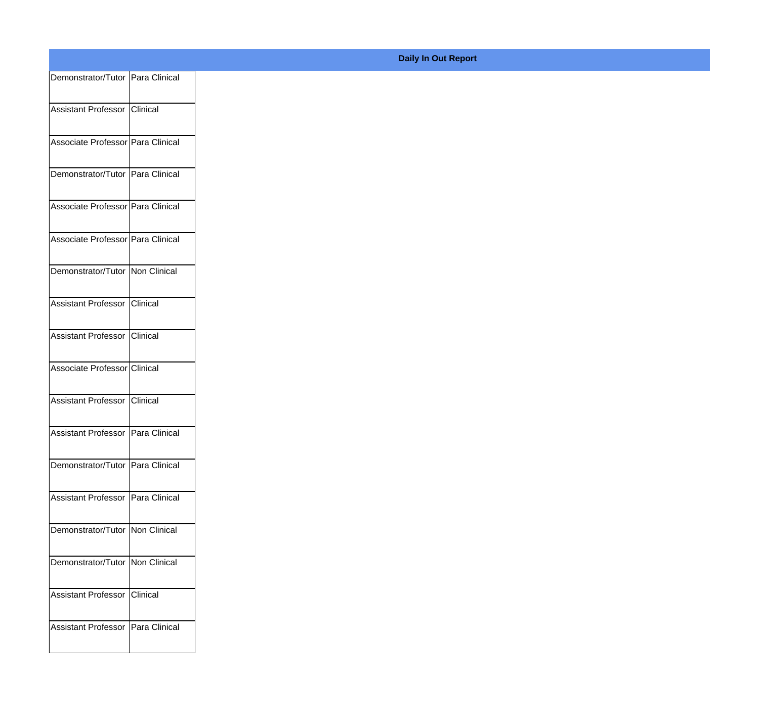**Daily In Out Report**

| | |
|---|---|
| Demonstrator/Tutor | Para Clinical |
| Assistant Professor | Clinical |
| Associate Professor | Para Clinical |
| Demonstrator/Tutor | Para Clinical |
| Associate Professor | Para Clinical |
| Associate Professor | Para Clinical |
| Demonstrator/Tutor | Non Clinical |
| Assistant Professor | Clinical |
| Assistant Professor | Clinical |
| Associate Professor | Clinical |
| Assistant Professor | Clinical |
| Assistant Professor | Para Clinical |
| Demonstrator/Tutor | Para Clinical |
| Assistant Professor | Para Clinical |
| Demonstrator/Tutor | Non Clinical |
| Demonstrator/Tutor | Non Clinical |
| Assistant Professor | Clinical |
| Assistant Professor | Para Clinical |